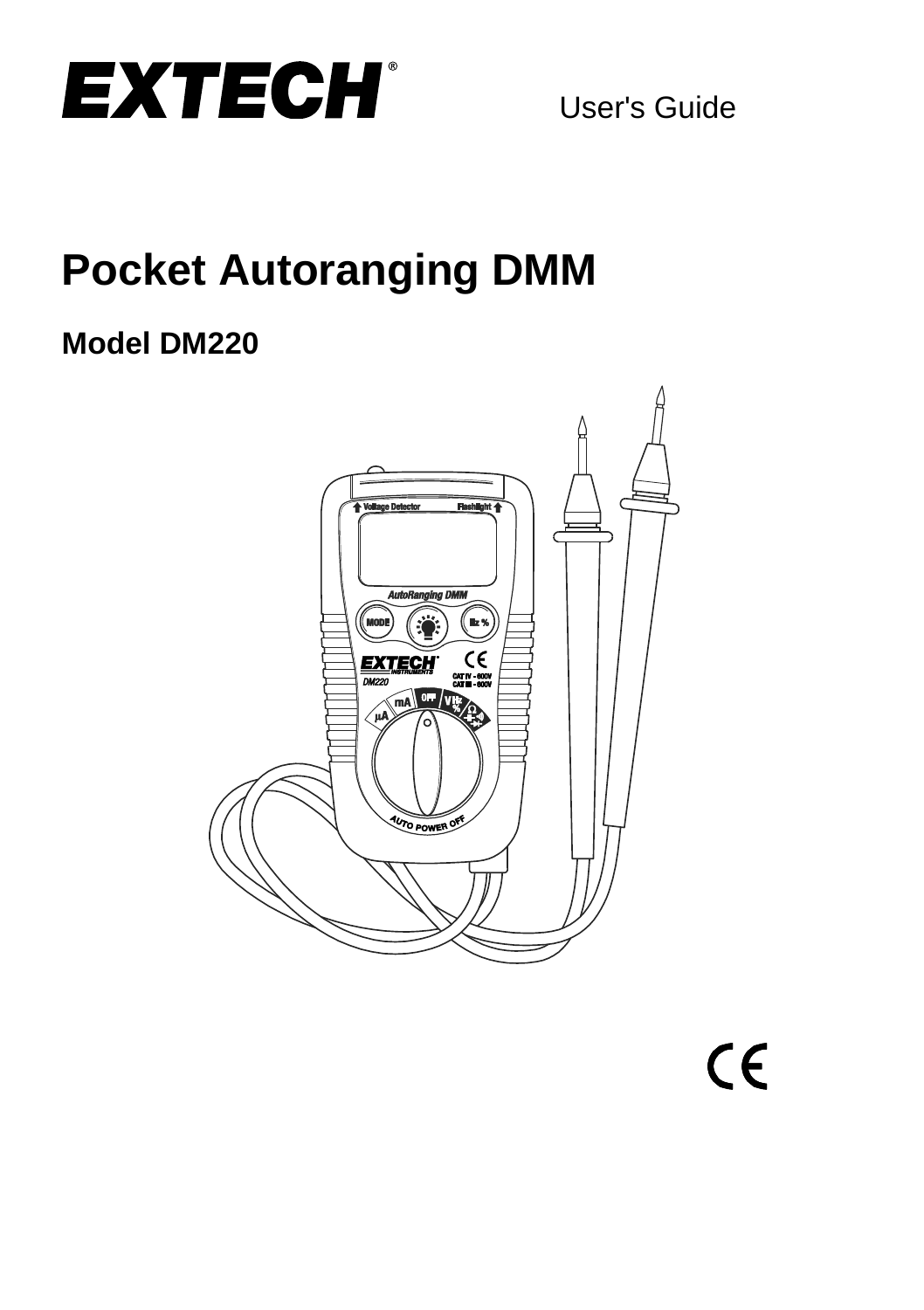# EXTECH®

User's Guide

# Pocket Autoranging DMM

## Model DM220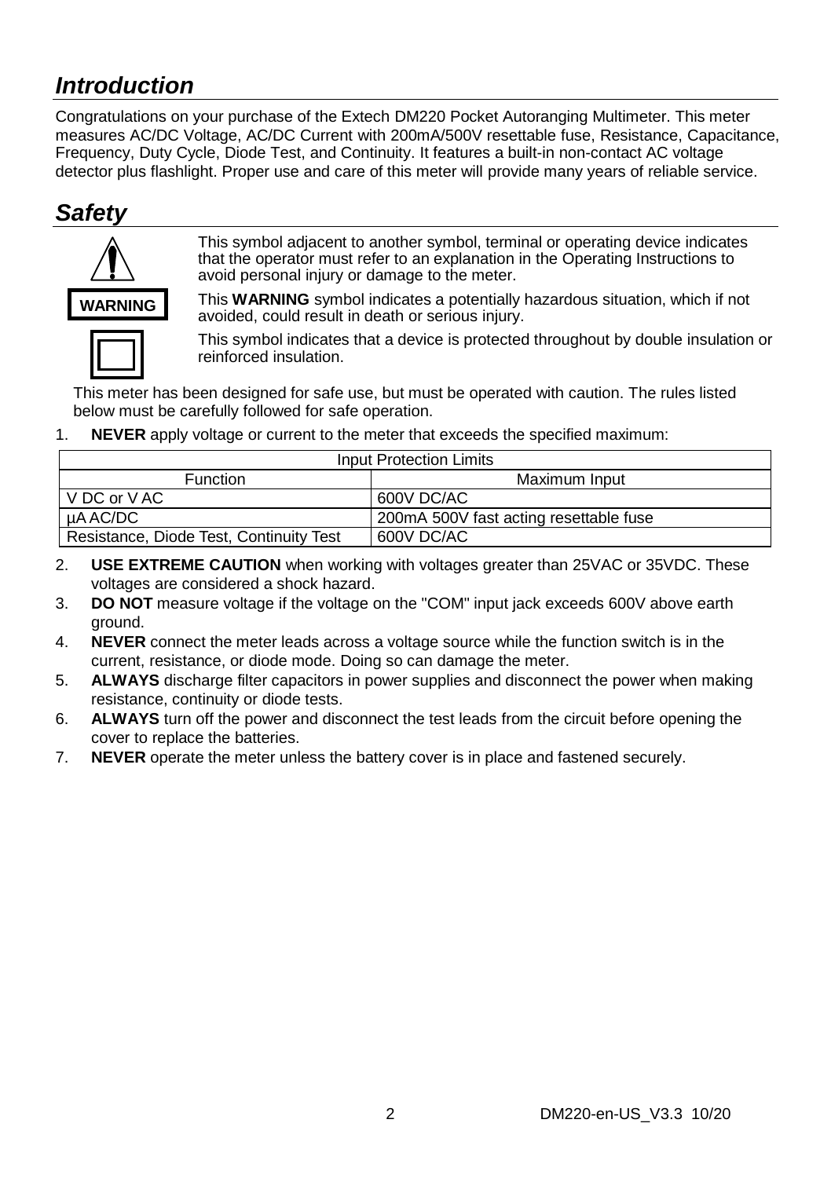## *Introduction*

Congratulations on your purchase of the Extech DM220 Pocket Autoranging Multimeter. This meter measures AC/DC Voltage, AC/DC Current with 200mA/500V resettable fuse, Resistance, Capacitance, Frequency, Duty Cycle, Diode Test, and Continuity. It features a built-in non-contact AC voltage detector plus flashlight. Proper use and care of this meter will provide many years of reliable service.

## *Safety*

This symbol adjacent to another symbol, terminal or operating device indicates that the operator must refer to an explanation in the Operating Instructions to avoid personal injury or damage to the meter.

**WARNING** This **WARNING** symbol indicates a potentially hazardous situation, which if not avoided, could result in death or serious injury.

This symbol indicates that a device is protected throughout by double insulation or reinforced insulation.

This meter has been designed for safe use, but must be operated with caution. The rules listed below must be carefully followed for safe operation.

1. **NEVER** apply voltage or current to the meter that exceeds the specified maximum:

| Input Protection Limits | |
|---|---|
| Function | Maximum Input |
| V DC or V AC | 600V DC/AC |
| µA AC/DC | 200mA 500V fast acting resettable fuse |
| Resistance, Diode Test, Continuity Test | 600V DC/AC |

2. **USE EXTREME CAUTION** when working with voltages greater than 25VAC or 35VDC. These voltages are considered a shock hazard.
3. **DO NOT** measure voltage if the voltage on the "COM" input jack exceeds 600V above earth ground.
4. **NEVER** connect the meter leads across a voltage source while the function switch is in the current, resistance, or diode mode. Doing so can damage the meter.
5. **ALWAYS** discharge filter capacitors in power supplies and disconnect the power when making resistance, continuity or diode tests.
6. **ALWAYS** turn off the power and disconnect the test leads from the circuit before opening the cover to replace the batteries.
7. **NEVER** operate the meter unless the battery cover is in place and fastened securely.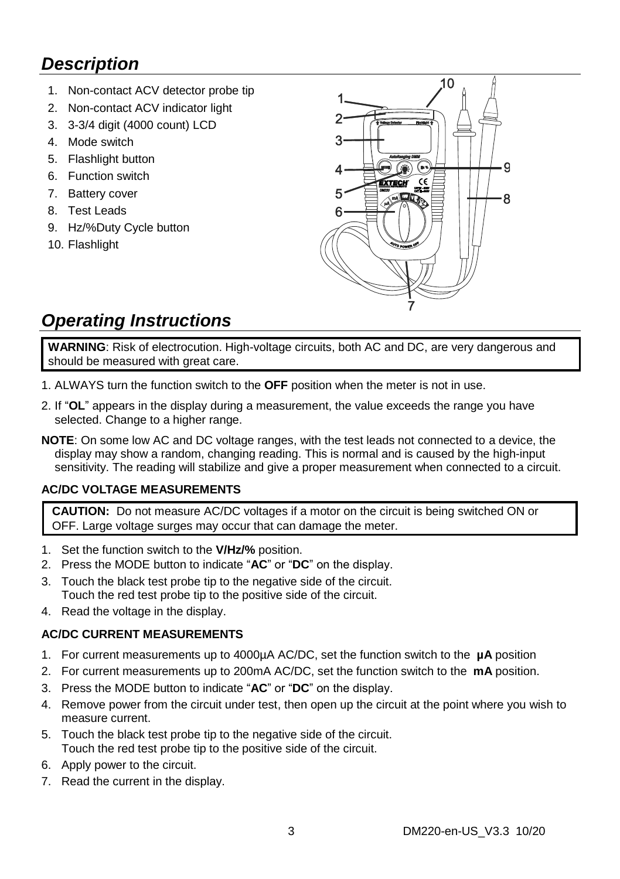# *Description*

1. Non-contact ACV detector probe tip
2. Non-contact ACV indicator light
3. 3-3/4 digit (4000 count) LCD
4. Mode switch
5. Flashlight button
6. Function switch
7. Battery cover
8. Test Leads
9. Hz/%Duty Cycle button
10. Flashlight

# *Operating Instructions*

**WARNING**: Risk of electrocution. High-voltage circuits, both AC and DC, are very dangerous and should be measured with great care.

1. ALWAYS turn the function switch to the **OFF** position when the meter is not in use.
2. If "**OL**" appears in the display during a measurement, the value exceeds the range you have selected. Change to a higher range.

**NOTE**: On some low AC and DC voltage ranges, with the test leads not connected to a device, the display may show a random, changing reading. This is normal and is caused by the high-input sensitivity. The reading will stabilize and give a proper measurement when connected to a circuit.

### AC/DC VOLTAGE MEASUREMENTS

**CAUTION:** Do not measure AC/DC voltages if a motor on the circuit is being switched ON or OFF. Large voltage surges may occur that can damage the meter.

1. Set the function switch to the **V/Hz/%** position.
2. Press the MODE button to indicate "**AC**" or "**DC**" on the display.
3. Touch the black test probe tip to the negative side of the circuit.
   Touch the red test probe tip to the positive side of the circuit.
4. Read the voltage in the display.

### AC/DC CURRENT MEASUREMENTS

1. For current measurements up to 4000µA AC/DC, set the function switch to the **µA** position
2. For current measurements up to 200mA AC/DC, set the function switch to the **mA** position.
3. Press the MODE button to indicate "**AC**" or "**DC**" on the display.
4. Remove power from the circuit under test, then open up the circuit at the point where you wish to measure current.
5. Touch the black test probe tip to the negative side of the circuit.
   Touch the red test probe tip to the positive side of the circuit.
6. Apply power to the circuit.
7. Read the current in the display.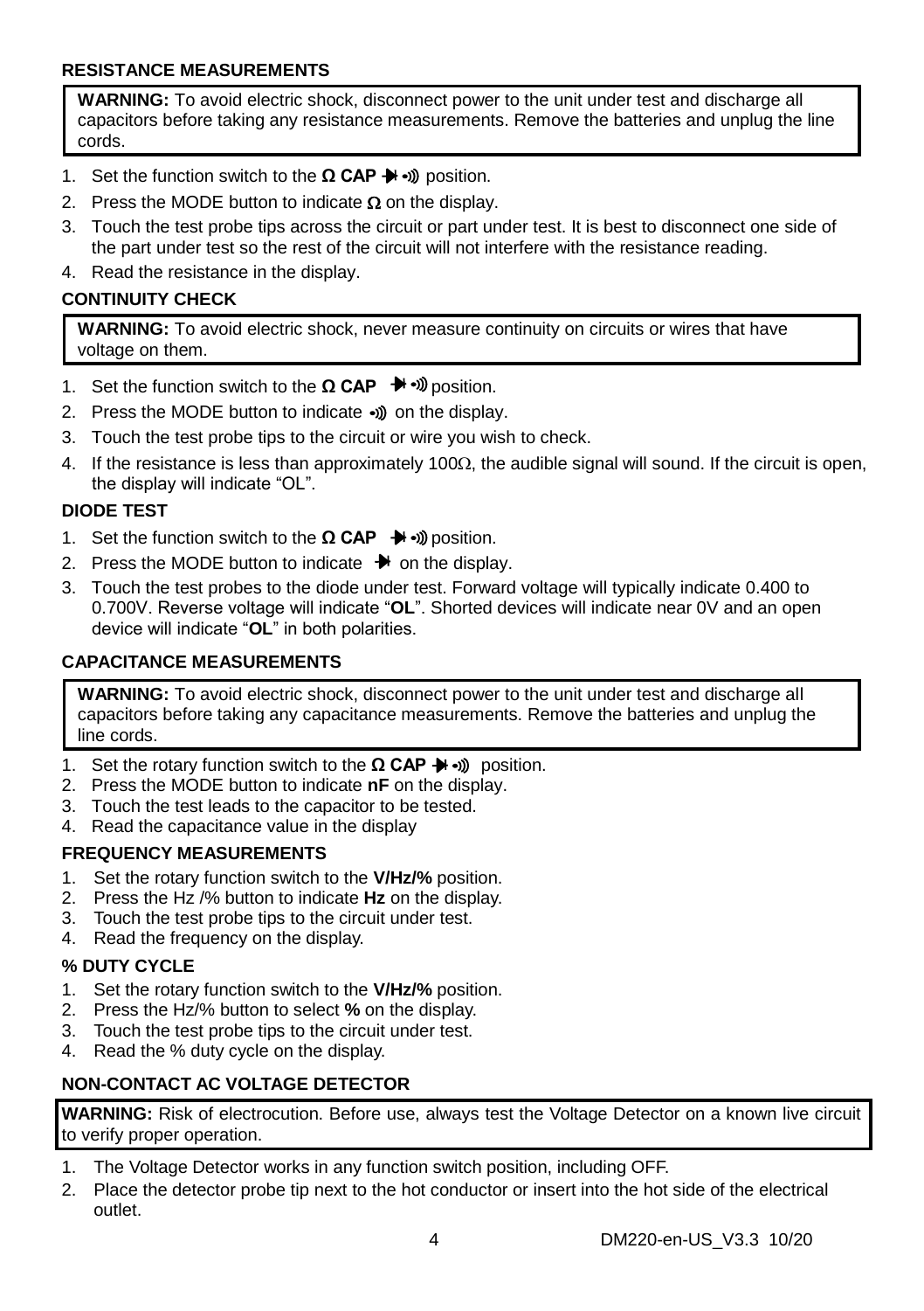### RESISTANCE MEASUREMENTS

> **WARNING:** To avoid electric shock, disconnect power to the unit under test and discharge all capacitors before taking any resistance measurements. Remove the batteries and unplug the line cords.

1. Set the function switch to the **Ω CAP ⯈|•))** position.
2. Press the MODE button to indicate **Ω** on the display.
3. Touch the test probe tips across the circuit or part under test. It is best to disconnect one side of the part under test so the rest of the circuit will not interfere with the resistance reading.
4. Read the resistance in the display.

### CONTINUITY CHECK

> **WARNING:** To avoid electric shock, never measure continuity on circuits or wires that have voltage on them.

1. Set the function switch to the **Ω CAP ⯈|•))** position.
2. Press the MODE button to indicate •)) on the display.
3. Touch the test probe tips to the circuit or wire you wish to check.
4. If the resistance is less than approximately 100Ω, the audible signal will sound. If the circuit is open, the display will indicate "OL".

### DIODE TEST

1. Set the function switch to the **Ω CAP ⯈|•))** position.
2. Press the MODE button to indicate ⯈| on the display.
3. Touch the test probes to the diode under test. Forward voltage will typically indicate 0.400 to 0.700V. Reverse voltage will indicate "**OL**". Shorted devices will indicate near 0V and an open device will indicate "**OL**" in both polarities.

### CAPACITANCE MEASUREMENTS

> **WARNING:** To avoid electric shock, disconnect power to the unit under test and discharge all capacitors before taking any capacitance measurements. Remove the batteries and unplug the line cords.

1. Set the rotary function switch to the **Ω CAP ⯈|•))** position.
2. Press the MODE button to indicate **nF** on the display.
3. Touch the test leads to the capacitor to be tested.
4. Read the capacitance value in the display

### FREQUENCY MEASUREMENTS

1. Set the rotary function switch to the **V/Hz/%** position.
2. Press the Hz /% button to indicate **Hz** on the display.
3. Touch the test probe tips to the circuit under test.
4. Read the frequency on the display.

### % DUTY CYCLE

1. Set the rotary function switch to the **V/Hz/%** position.
2. Press the Hz/% button to select **%** on the display.
3. Touch the test probe tips to the circuit under test.
4. Read the % duty cycle on the display.

### NON-CONTACT AC VOLTAGE DETECTOR

> **WARNING:** Risk of electrocution. Before use, always test the Voltage Detector on a known live circuit to verify proper operation.

1. The Voltage Detector works in any function switch position, including OFF.
2. Place the detector probe tip next to the hot conductor or insert into the hot side of the electrical outlet.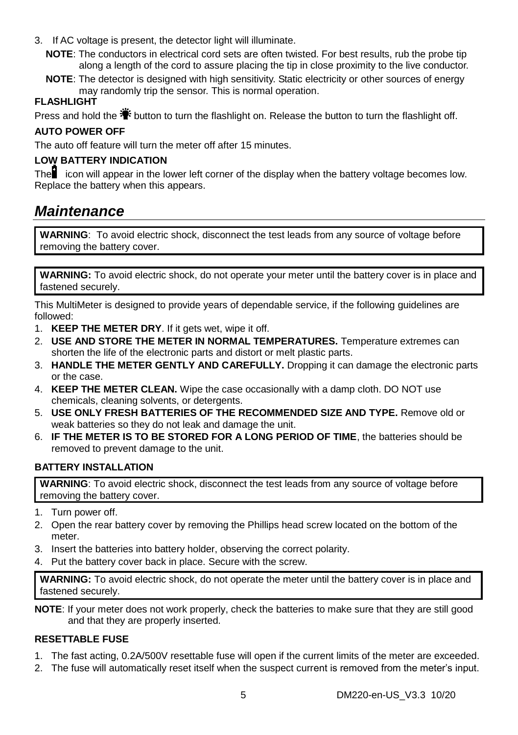3. If AC voltage is present, the detector light will illuminate.

   **NOTE**: The conductors in electrical cord sets are often twisted. For best results, rub the probe tip along a length of the cord to assure placing the tip in close proximity to the live conductor.

   **NOTE**: The detector is designed with high sensitivity. Static electricity or other sources of energy may randomly trip the sensor. This is normal operation.

**FLASHLIGHT**

Press and hold the button to turn the flashlight on. Release the button to turn the flashlight off.

**AUTO POWER OFF**

The auto off feature will turn the meter off after 15 minutes.

**LOW BATTERY INDICATION**

The icon will appear in the lower left corner of the display when the battery voltage becomes low. Replace the battery when this appears.

## *Maintenance*

**WARNING**: To avoid electric shock, disconnect the test leads from any source of voltage before removing the battery cover.

**WARNING:** To avoid electric shock, do not operate your meter until the battery cover is in place and fastened securely.

This MultiMeter is designed to provide years of dependable service, if the following guidelines are followed:

1. **KEEP THE METER DRY**. If it gets wet, wipe it off.
2. **USE AND STORE THE METER IN NORMAL TEMPERATURES.** Temperature extremes can shorten the life of the electronic parts and distort or melt plastic parts.
3. **HANDLE THE METER GENTLY AND CAREFULLY.** Dropping it can damage the electronic parts or the case.
4. **KEEP THE METER CLEAN.** Wipe the case occasionally with a damp cloth. DO NOT use chemicals, cleaning solvents, or detergents.
5. **USE ONLY FRESH BATTERIES OF THE RECOMMENDED SIZE AND TYPE.** Remove old or weak batteries so they do not leak and damage the unit.
6. **IF THE METER IS TO BE STORED FOR A LONG PERIOD OF TIME**, the batteries should be removed to prevent damage to the unit.

**BATTERY INSTALLATION**

**WARNING**: To avoid electric shock, disconnect the test leads from any source of voltage before removing the battery cover.

1. Turn power off.
2. Open the rear battery cover by removing the Phillips head screw located on the bottom of the meter.
3. Insert the batteries into battery holder, observing the correct polarity.
4. Put the battery cover back in place. Secure with the screw.

**WARNING:** To avoid electric shock, do not operate the meter until the battery cover is in place and fastened securely.

**NOTE**: If your meter does not work properly, check the batteries to make sure that they are still good and that they are properly inserted.

**RESETTABLE FUSE**

1. The fast acting, 0.2A/500V resettable fuse will open if the current limits of the meter are exceeded.
2. The fuse will automatically reset itself when the suspect current is removed from the meter's input.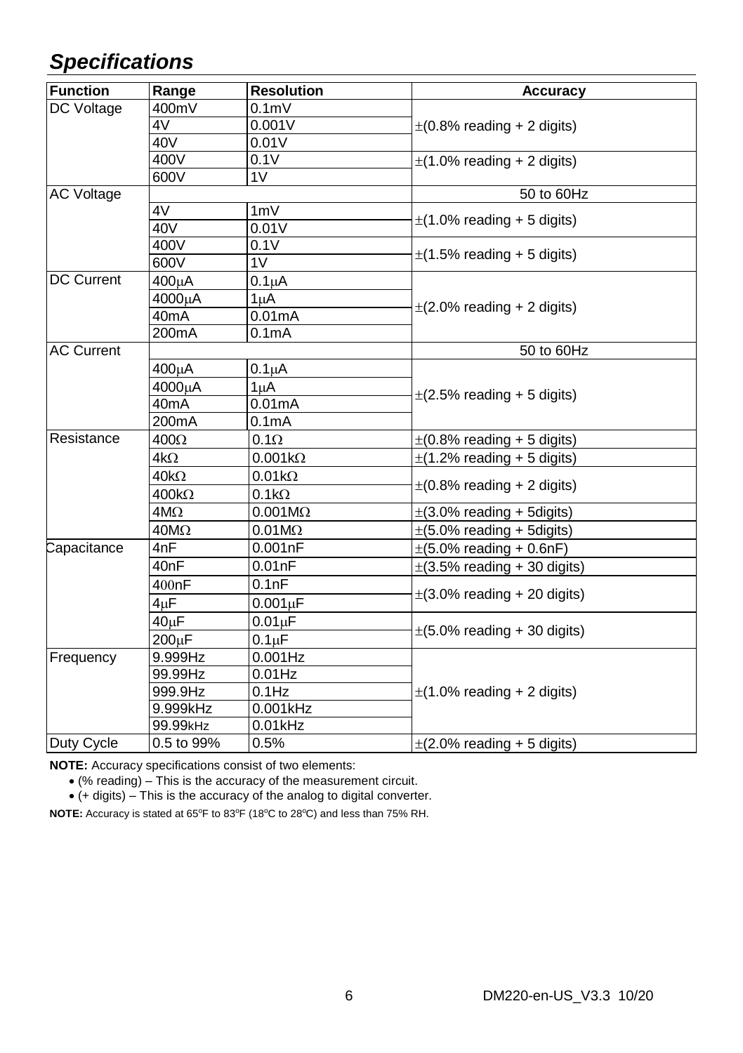## *Specifications*

| Function | Range | Resolution | Accuracy |
|---|---|---|---|
| DC Voltage | 400mV | 0.1mV | ±(0.8% reading + 2 digits) |
| | 4V | 0.001V | |
| | 40V | 0.01V | |
| | 400V | 0.1V | ±(1.0% reading + 2 digits) |
| | 600V | 1V | |
| AC Voltage | | | 50 to 60Hz |
| | 4V | 1mV | ±(1.0% reading + 5 digits) |
| | 40V | 0.01V | |
| | 400V | 0.1V | ±(1.5% reading + 5 digits) |
| | 600V | 1V | |
| DC Current | 400μA | 0.1μA | ±(2.0% reading + 2 digits) |
| | 4000μA | 1μA | |
| | 40mA | 0.01mA | |
| | 200mA | 0.1mA | |
| AC Current | | | 50 to 60Hz |
| | 400μA | 0.1μA | ±(2.5% reading + 5 digits) |
| | 4000μA | 1μA | |
| | 40mA | 0.01mA | |
| | 200mA | 0.1mA | |
| Resistance | 400Ω | 0.1Ω | ±(0.8% reading + 5 digits) |
| | 4kΩ | 0.001kΩ | ±(1.2% reading + 5 digits) |
| | 40kΩ | 0.01kΩ | ±(0.8% reading + 2 digits) |
| | 400kΩ | 0.1kΩ | |
| | 4MΩ | 0.001MΩ | ±(3.0% reading + 5digits) |
| | 40MΩ | 0.01MΩ | ±(5.0% reading + 5digits) |
| Capacitance | 4nF | 0.001nF | ±(5.0% reading + 0.6nF) |
| | 40nF | 0.01nF | ±(3.5% reading + 30 digits) |
| | 400nF | 0.1nF | ±(3.0% reading + 20 digits) |
| | 4μF | 0.001μF | |
| | 40μF | 0.01μF | ±(5.0% reading + 30 digits) |
| | 200μF | 0.1μF | |
| Frequency | 9.999Hz | 0.001Hz | ±(1.0% reading + 2 digits) |
| | 99.99Hz | 0.01Hz | |
| | 999.9Hz | 0.1Hz | |
| | 9.999kHz | 0.001kHz | |
| | 99.99kHz | 0.01kHz | |
| Duty Cycle | 0.5 to 99% | 0.5% | ±(2.0% reading + 5 digits) |

**NOTE:** Accuracy specifications consist of two elements:

- (% reading) – This is the accuracy of the measurement circuit.
- (+ digits) – This is the accuracy of the analog to digital converter.

**NOTE:** Accuracy is stated at 65ºF to 83ºF (18ºC to 28ºC) and less than 75% RH.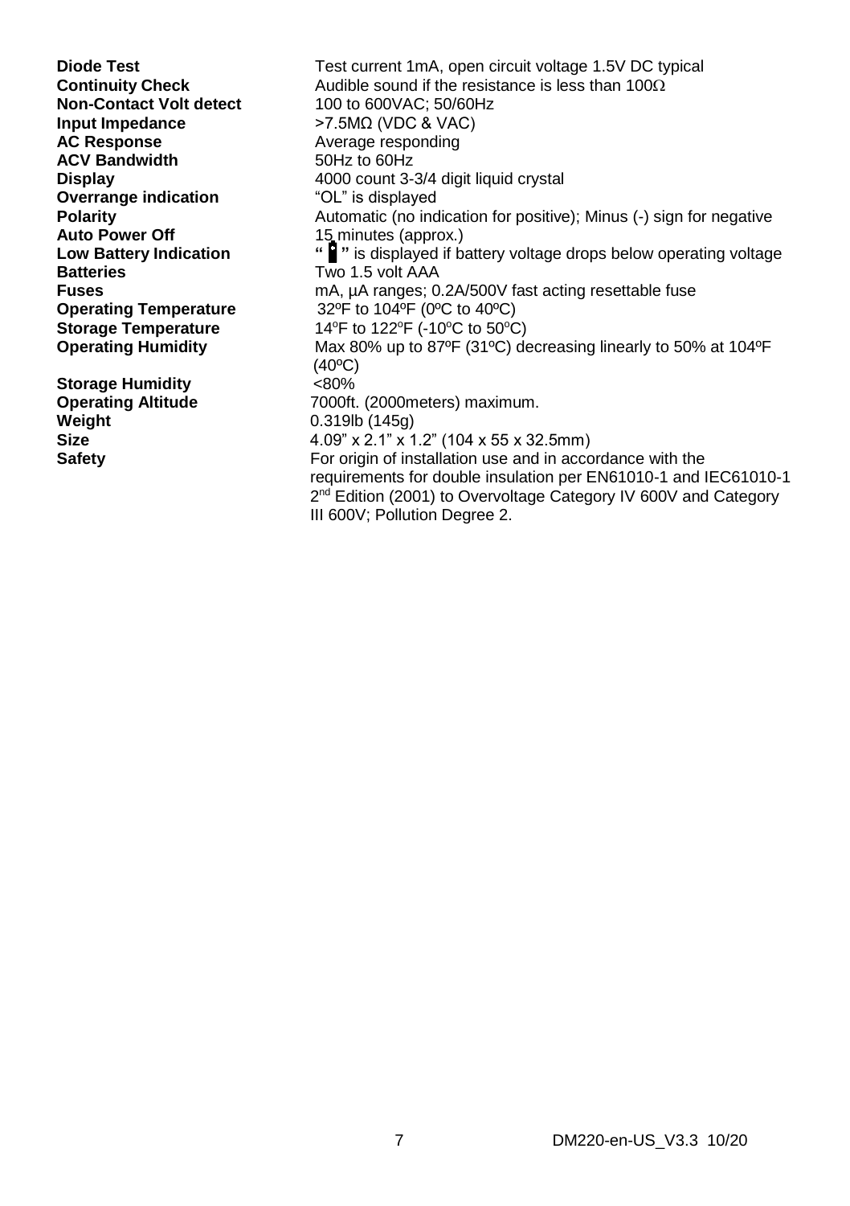| | |
|---|---|
| **Diode Test** | Test current 1mA, open circuit voltage 1.5V DC typical |
| **Continuity Check** | Audible sound if the resistance is less than 100Ω |
| **Non-Contact Volt detect** | 100 to 600VAC; 50/60Hz |
| **Input Impedance** | >7.5MΩ (VDC & VAC) |
| **AC Response** | Average responding |
| **ACV Bandwidth** | 50Hz to 60Hz |
| **Display** | 4000 count 3-3/4 digit liquid crystal |
| **Overrange indication** | "OL" is displayed |
| **Polarity** | Automatic (no indication for positive); Minus (-) sign for negative |
| **Auto Power Off** | 15 minutes (approx.) |
| **Low Battery Indication** | " " is displayed if battery voltage drops below operating voltage |
| **Batteries** | Two 1.5 volt AAA |
| **Fuses** | mA, µA ranges; 0.2A/500V fast acting resettable fuse |
| **Operating Temperature** | 32ºF to 104ºF (0ºC to 40ºC) |
| **Storage Temperature** | 14ºF to 122ºF (-10ºC to 50ºC) |
| **Operating Humidity** | Max 80% up to 87ºF (31ºC) decreasing linearly to 50% at 104ºF (40ºC) |
| **Storage Humidity** | <80% |
| **Operating Altitude** | 7000ft. (2000meters) maximum. |
| **Weight** | 0.319lb (145g) |
| **Size** | 4.09" x 2.1" x 1.2" (104 x 55 x 32.5mm) |
| **Safety** | For origin of installation use and in accordance with the requirements for double insulation per EN61010-1 and IEC61010-1 2nd Edition (2001) to Overvoltage Category IV 600V and Category III 600V; Pollution Degree 2. |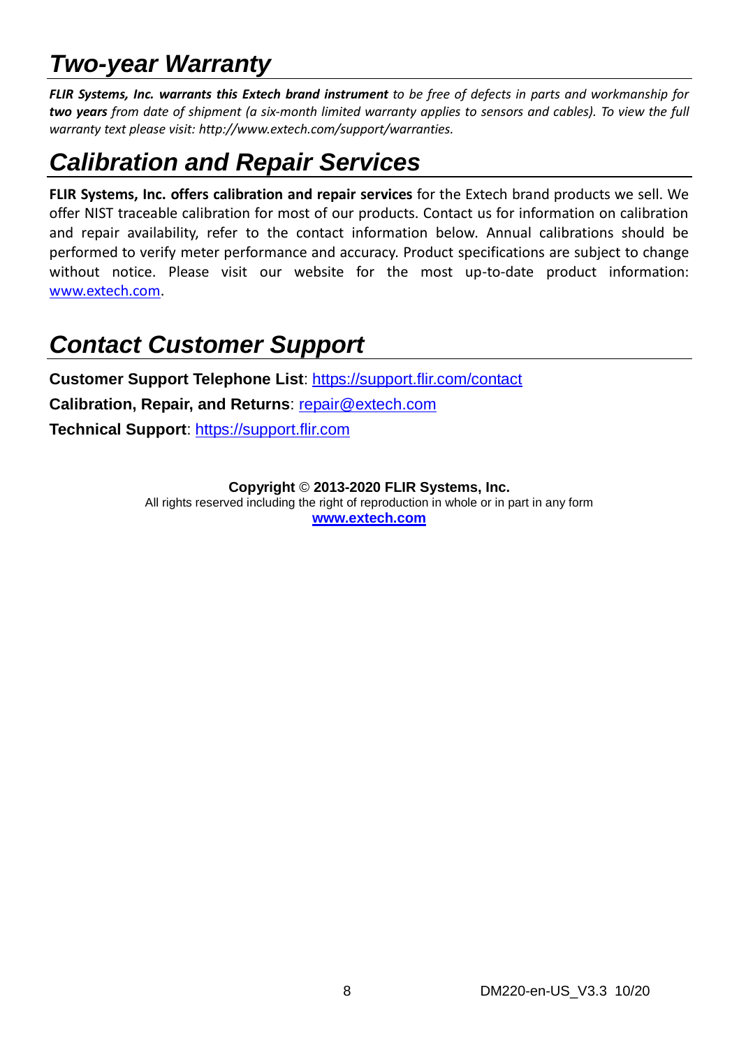## *Two-year Warranty*

***FLIR Systems, Inc. warrants this Extech brand instrument** to be free of defects in parts and workmanship for **two years** from date of shipment (a six-month limited warranty applies to sensors and cables). To view the full warranty text please visit: http://www.extech.com/support/warranties.*

## *Calibration and Repair Services*

**FLIR Systems, Inc. offers calibration and repair services** for the Extech brand products we sell. We offer NIST traceable calibration for most of our products. Contact us for information on calibration and repair availability, refer to the contact information below. Annual calibrations should be performed to verify meter performance and accuracy. Product specifications are subject to change without notice. Please visit our website for the most up-to-date product information: www.extech.com.

## *Contact Customer Support*

**Customer Support Telephone List**: https://support.flir.com/contact

**Calibration, Repair, and Returns**: repair@extech.com

**Technical Support**: https://support.flir.com

**Copyright © 2013-2020 FLIR Systems, Inc.**

All rights reserved including the right of reproduction in whole or in part in any form

**www.extech.com**

DM220-en-US_V3.3 10/20